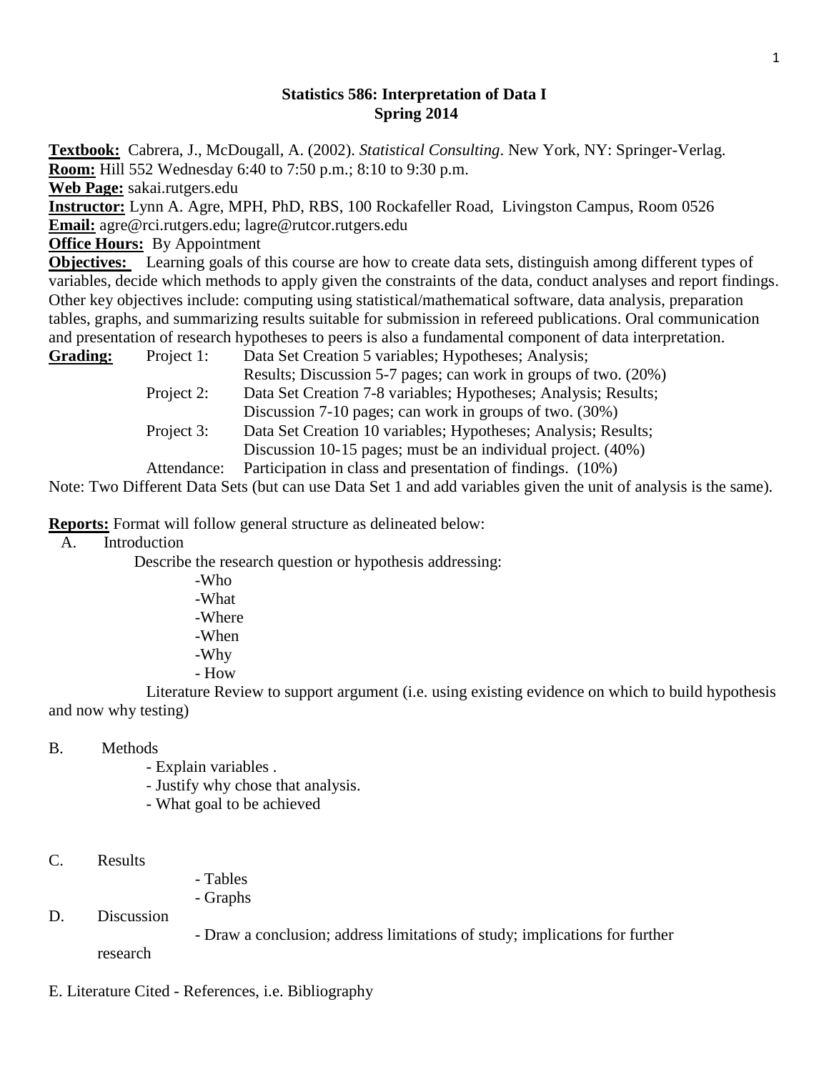# Statistics 586: Interpretation of Data I
## Spring 2014

**Textbook:** Cabrera, J., McDougall, A. (2002). *Statistical Consulting*. New York, NY: Springer-Verlag.
**Room:** Hill 552 Wednesday 6:40 to 7:50 p.m.; 8:10 to 9:30 p.m.
**Web Page:** sakai.rutgers.edu
**Instructor:** Lynn A. Agre, MPH, PhD, RBS, 100 Rockafeller Road, Livingston Campus, Room 0526
**Email:** agre@rci.rutgers.edu; lagre@rutcor.rutgers.edu
**Office Hours:** By Appointment
**Objectives:** Learning goals of this course are how to create data sets, distinguish among different types of variables, decide which methods to apply given the constraints of the data, conduct analyses and report findings. Other key objectives include: computing using statistical/mathematical software, data analysis, preparation tables, graphs, and summarizing results suitable for submission in refereed publications. Oral communication and presentation of research hypotheses to peers is also a fundamental component of data interpretation.

**Grading:**

| | |
|---|---|
| Project 1: | Data Set Creation 5 variables; Hypotheses; Analysis; Results; Discussion 5-7 pages; can work in groups of two. (20%) |
| Project 2: | Data Set Creation 7-8 variables; Hypotheses; Analysis; Results; Discussion 7-10 pages; can work in groups of two. (30%) |
| Project 3: | Data Set Creation 10 variables; Hypotheses; Analysis; Results; Discussion 10-15 pages; must be an individual project. (40%) |
| Attendance: | Participation in class and presentation of findings. (10%) |

Note: Two Different Data Sets (but can use Data Set 1 and add variables given the unit of analysis is the same).

**Reports:** Format will follow general structure as delineated below:

A. Introduction

Describe the research question or hypothesis addressing:

- Who
- What
- Where
- When
- Why
- How

Literature Review to support argument (i.e. using existing evidence on which to build hypothesis and now why testing)

B. Methods

- Explain variables .
- Justify why chose that analysis.
- What goal to be achieved

C. Results

- Tables
- Graphs

D. Discussion

- Draw a conclusion; address limitations of study; implications for further research

E. Literature Cited - References, i.e. Bibliography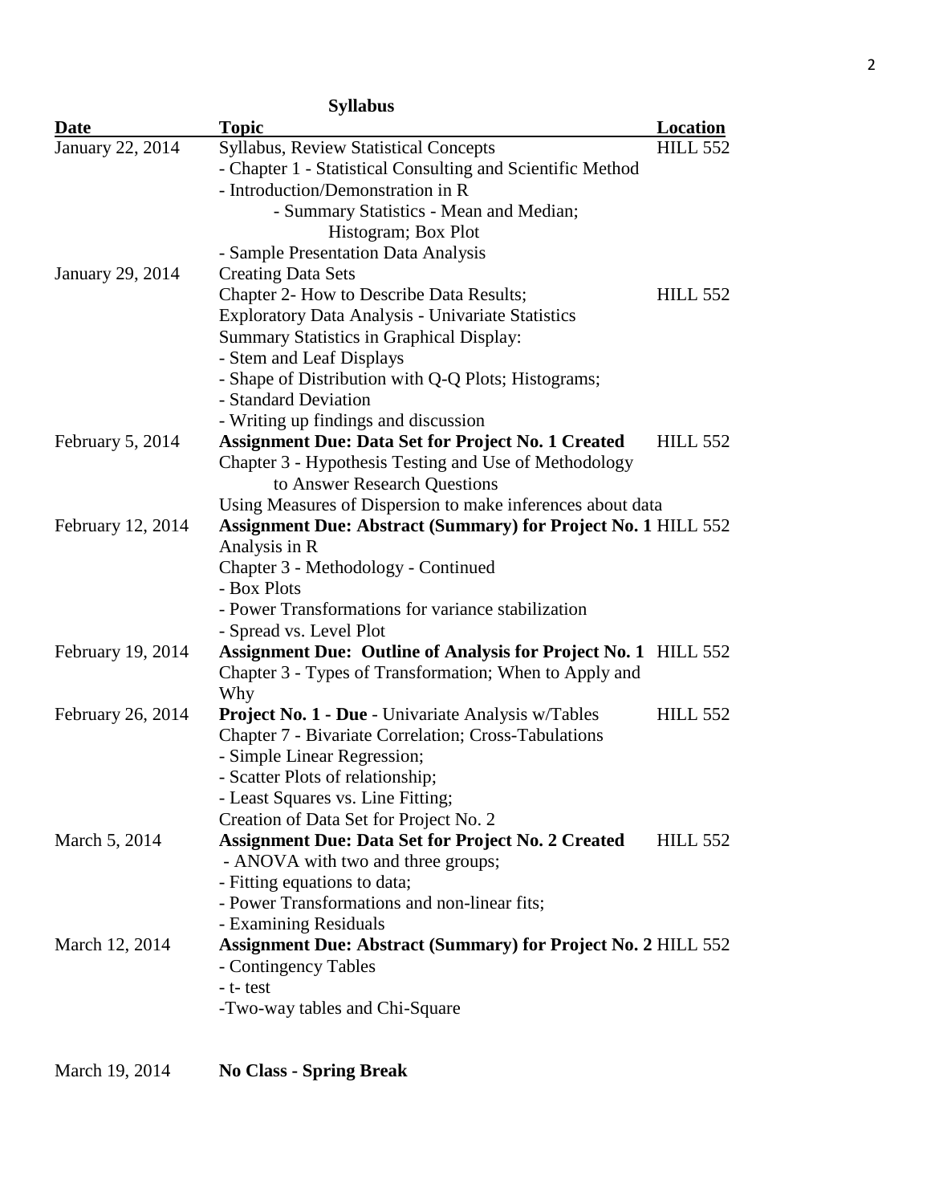## Syllabus

| Date | Topic | Location |
|---|---|---|
| January 22, 2014 | Syllabus, Review Statistical Concepts<br>- Chapter 1 - Statistical Consulting and Scientific Method<br>- Introduction/Demonstration in R<br>- Summary Statistics - Mean and Median; Histogram; Box Plot<br>- Sample Presentation Data Analysis | HILL 552 |
| January 29, 2014 | Creating Data Sets<br>Chapter 2- How to Describe Data Results;<br>Exploratory Data Analysis - Univariate Statistics<br>Summary Statistics in Graphical Display:<br>- Stem and Leaf Displays<br>- Shape of Distribution with Q-Q Plots; Histograms;<br>- Standard Deviation<br>- Writing up findings and discussion | HILL 552 |
| February 5, 2014 | **Assignment Due: Data Set for Project No. 1 Created**<br>Chapter 3 - Hypothesis Testing and Use of Methodology to Answer Research Questions<br>Using Measures of Dispersion to make inferences about data | HILL 552 |
| February 12, 2014 | **Assignment Due: Abstract (Summary) for Project No. 1**<br>Analysis in R<br>Chapter 3 - Methodology - Continued<br>- Box Plots<br>- Power Transformations for variance stabilization<br>- Spread vs. Level Plot | HILL 552 |
| February 19, 2014 | **Assignment Due: Outline of Analysis for Project No. 1**<br>Chapter 3 - Types of Transformation; When to Apply and Why | HILL 552 |
| February 26, 2014 | **Project No. 1 - Due** - Univariate Analysis w/Tables<br>Chapter 7 - Bivariate Correlation; Cross-Tabulations<br>- Simple Linear Regression;<br>- Scatter Plots of relationship;<br>- Least Squares vs. Line Fitting;<br>Creation of Data Set for Project No. 2 | HILL 552 |
| March 5, 2014 | **Assignment Due: Data Set for Project No. 2 Created**<br>- ANOVA with two and three groups;<br>- Fitting equations to data;<br>- Power Transformations and non-linear fits;<br>- Examining Residuals | HILL 552 |
| March 12, 2014 | **Assignment Due: Abstract (Summary) for Project No. 2**<br>- Contingency Tables<br>- t- test<br>-Two-way tables and Chi-Square | HILL 552 |
| March 19, 2014 | **No Class - Spring Break** | |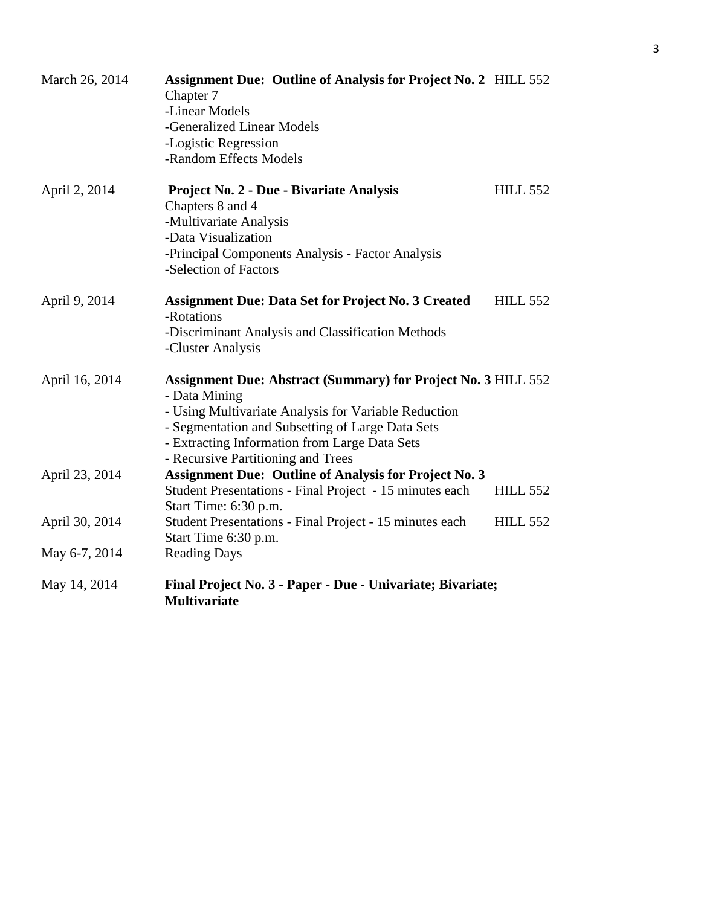| Date | Topics | Location |
|---|---|---|
| March 26, 2014 | **Assignment Due: Outline of Analysis for Project No. 2**<br>Chapter 7<br>-Linear Models<br>-Generalized Linear Models<br>-Logistic Regression<br>-Random Effects Models | HILL 552 |
| April 2, 2014 | **Project No. 2 - Due - Bivariate Analysis**<br>Chapters 8 and 4<br>-Multivariate Analysis<br>-Data Visualization<br>-Principal Components Analysis - Factor Analysis<br>-Selection of Factors | HILL 552 |
| April 9, 2014 | **Assignment Due: Data Set for Project No. 3 Created**<br>-Rotations<br>-Discriminant Analysis and Classification Methods<br>-Cluster Analysis | HILL 552 |
| April 16, 2014 | **Assignment Due: Abstract (Summary) for Project No. 3**<br>- Data Mining<br>- Using Multivariate Analysis for Variable Reduction<br>- Segmentation and Subsetting of Large Data Sets<br>- Extracting Information from Large Data Sets<br>- Recursive Partitioning and Trees | HILL 552 |
| April 23, 2014 | **Assignment Due: Outline of Analysis for Project No. 3**<br>Student Presentations - Final Project - 15 minutes each<br>Start Time: 6:30 p.m. | HILL 552 |
| April 30, 2014 | Student Presentations - Final Project - 15 minutes each<br>Start Time 6:30 p.m. | HILL 552 |
| May 6-7, 2014 | Reading Days | |
| May 14, 2014 | **Final Project No. 3 - Paper - Due - Univariate; Bivariate; Multivariate** | |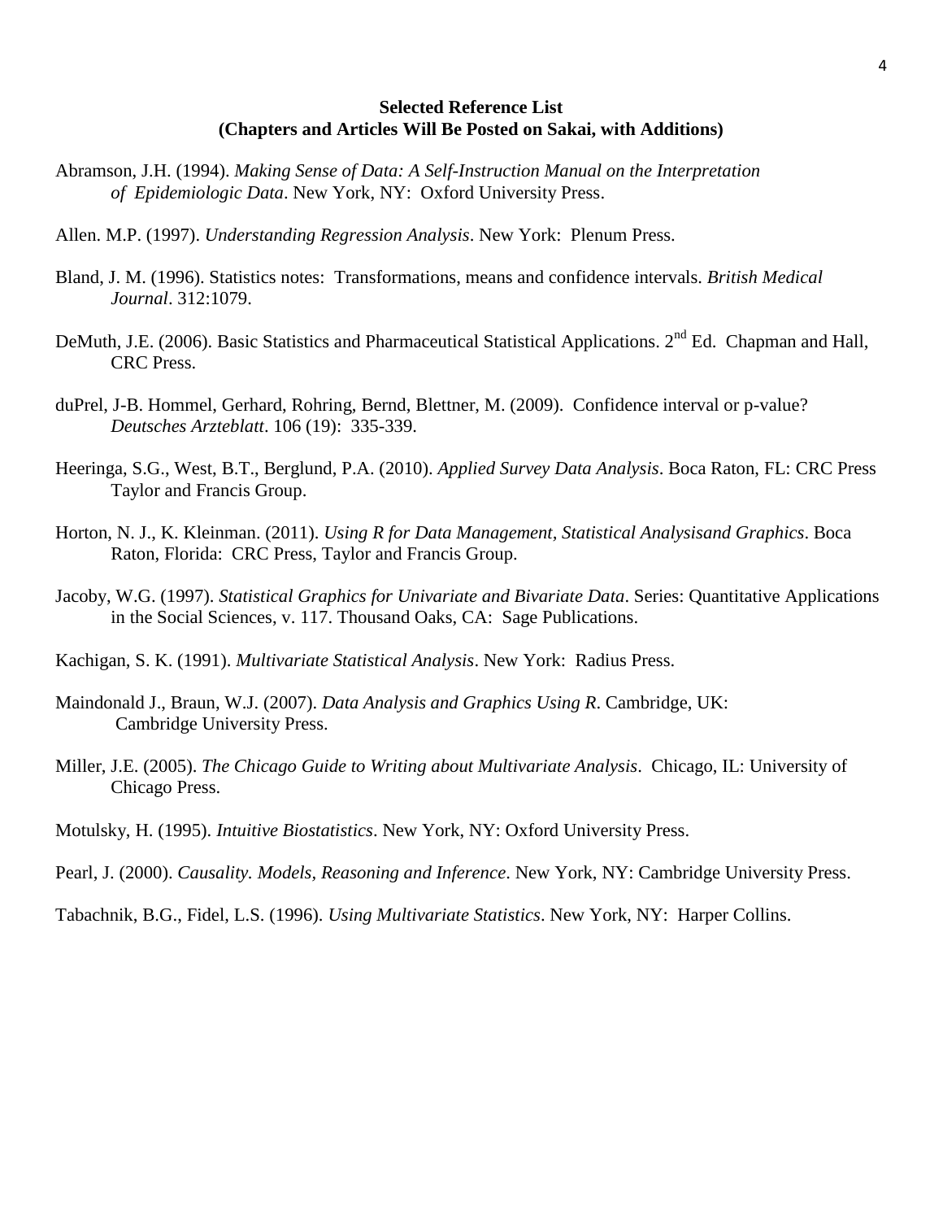**Selected Reference List**
**(Chapters and Articles Will Be Posted on Sakai, with Additions)**

Abramson, J.H. (1994). *Making Sense of Data: A Self-Instruction Manual on the Interpretation of Epidemiologic Data*. New York, NY: Oxford University Press.

Allen. M.P. (1997). *Understanding Regression Analysis*. New York: Plenum Press.

Bland, J. M. (1996). Statistics notes: Transformations, means and confidence intervals. *British Medical Journal*. 312:1079.

DeMuth, J.E. (2006). Basic Statistics and Pharmaceutical Statistical Applications. 2nd Ed. Chapman and Hall, CRC Press.

duPrel, J-B. Hommel, Gerhard, Rohring, Bernd, Blettner, M. (2009). Confidence interval or p-value? *Deutsches Arzteblatt*. 106 (19): 335-339.

Heeringa, S.G., West, B.T., Berglund, P.A. (2010). *Applied Survey Data Analysis*. Boca Raton, FL: CRC Press Taylor and Francis Group.

Horton, N. J., K. Kleinman. (2011). *Using R for Data Management, Statistical Analysisand Graphics*. Boca Raton, Florida: CRC Press, Taylor and Francis Group.

Jacoby, W.G. (1997). *Statistical Graphics for Univariate and Bivariate Data*. Series: Quantitative Applications in the Social Sciences, v. 117. Thousand Oaks, CA: Sage Publications.

Kachigan, S. K. (1991). *Multivariate Statistical Analysis*. New York: Radius Press.

Maindonald J., Braun, W.J. (2007). *Data Analysis and Graphics Using R*. Cambridge, UK: Cambridge University Press.

Miller, J.E. (2005). *The Chicago Guide to Writing about Multivariate Analysis*. Chicago, IL: University of Chicago Press.

Motulsky, H. (1995). *Intuitive Biostatistics*. New York, NY: Oxford University Press.

Pearl, J. (2000). *Causality. Models, Reasoning and Inference*. New York, NY: Cambridge University Press.

Tabachnik, B.G., Fidel, L.S. (1996). *Using Multivariate Statistics*. New York, NY: Harper Collins.